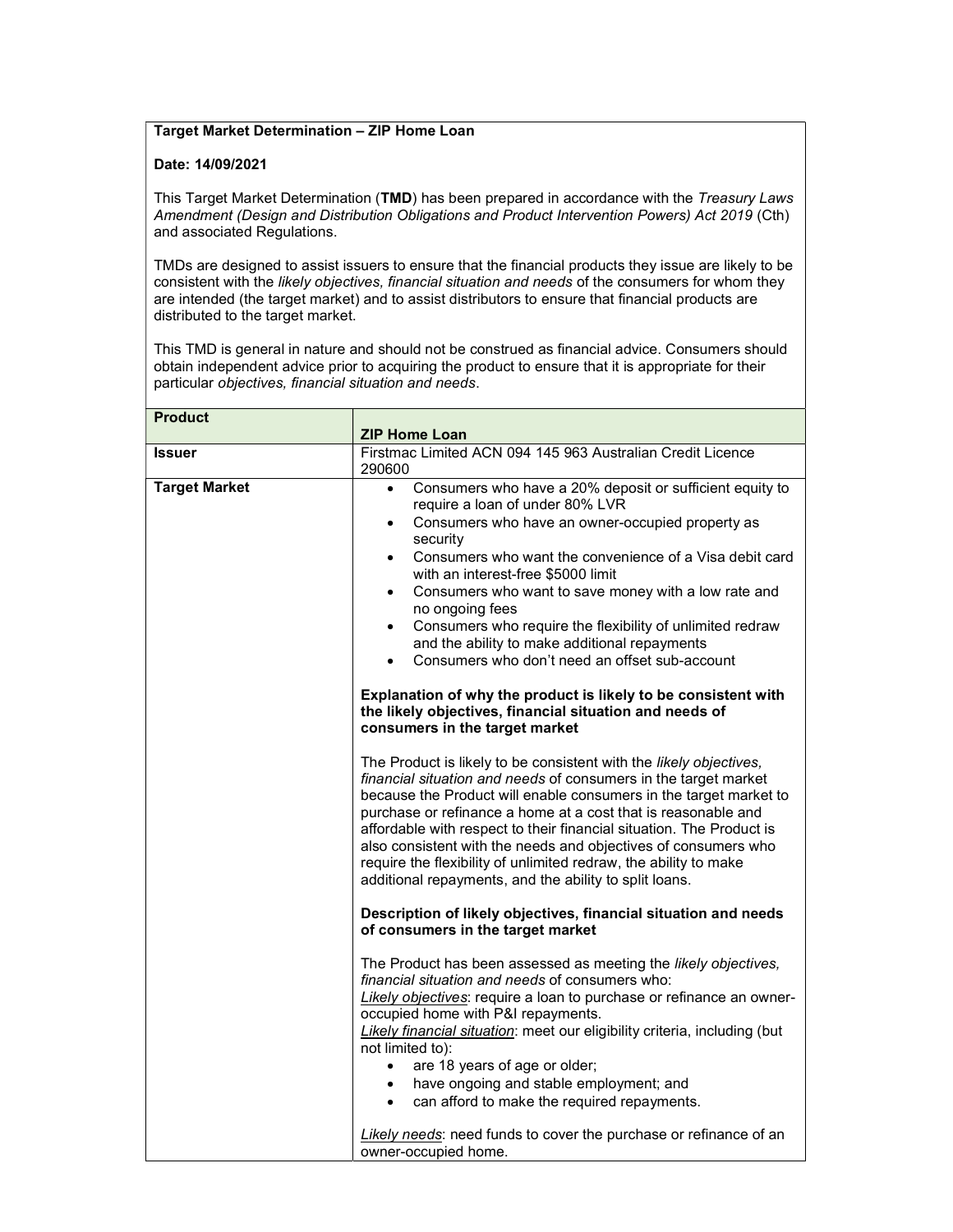**Target Market Determination – ZIP Home Loan**

**Date: 14/09/2021**

This Target Market Determination (**TMD**) has been prepared in accordance with the *Treasury Laws Amendment (Design and Distribution Obligations and Product Intervention Powers) Act 2019* (Cth) and associated Regulations.

TMDs are designed to assist issuers to ensure that the financial products they issue are likely to be consistent with the *likely objectives, financial situation and needs* of the consumers for whom they are intended (the target market) and to assist distributors to ensure that financial products are distributed to the target market.

This TMD is general in nature and should not be construed as financial advice. Consumers should obtain independent advice prior to acquiring the product to ensure that it is appropriate for their particular *objectives, financial situation and needs*.

| **Product** | **ZIP Home Loan** |
|---|---|
| **Issuer** | Firstmac Limited ACN 094 145 963 Australian Credit Licence 290600 |
| **Target Market** | • Consumers who have a 20% deposit or sufficient equity to require a loan of under 80% LVR<br>• Consumers who have an owner-occupied property as security<br>• Consumers who want the convenience of a Visa debit card with an interest-free $5000 limit<br>• Consumers who want to save money with a low rate and no ongoing fees<br>• Consumers who require the flexibility of unlimited redraw and the ability to make additional repayments<br>• Consumers who don't need an offset sub-account<br><br>**Explanation of why the product is likely to be consistent with the likely objectives, financial situation and needs of consumers in the target market**<br><br>The Product is likely to be consistent with the *likely objectives, financial situation and needs* of consumers in the target market because the Product will enable consumers in the target market to purchase or refinance a home at a cost that is reasonable and affordable with respect to their financial situation. The Product is also consistent with the needs and objectives of consumers who require the flexibility of unlimited redraw, the ability to make additional repayments, and the ability to split loans.<br><br>**Description of likely objectives, financial situation and needs of consumers in the target market**<br><br>The Product has been assessed as meeting the *likely objectives, financial situation and needs* of consumers who:<br><u>*Likely objectives*</u>: require a loan to purchase or refinance an owner-occupied home with P&I repayments.<br><u>*Likely financial situation*</u>: meet our eligibility criteria, including (but not limited to):<br>• are 18 years of age or older;<br>• have ongoing and stable employment; and<br>• can afford to make the required repayments.<br><br><u>*Likely needs*</u>: need funds to cover the purchase or refinance of an owner-occupied home. |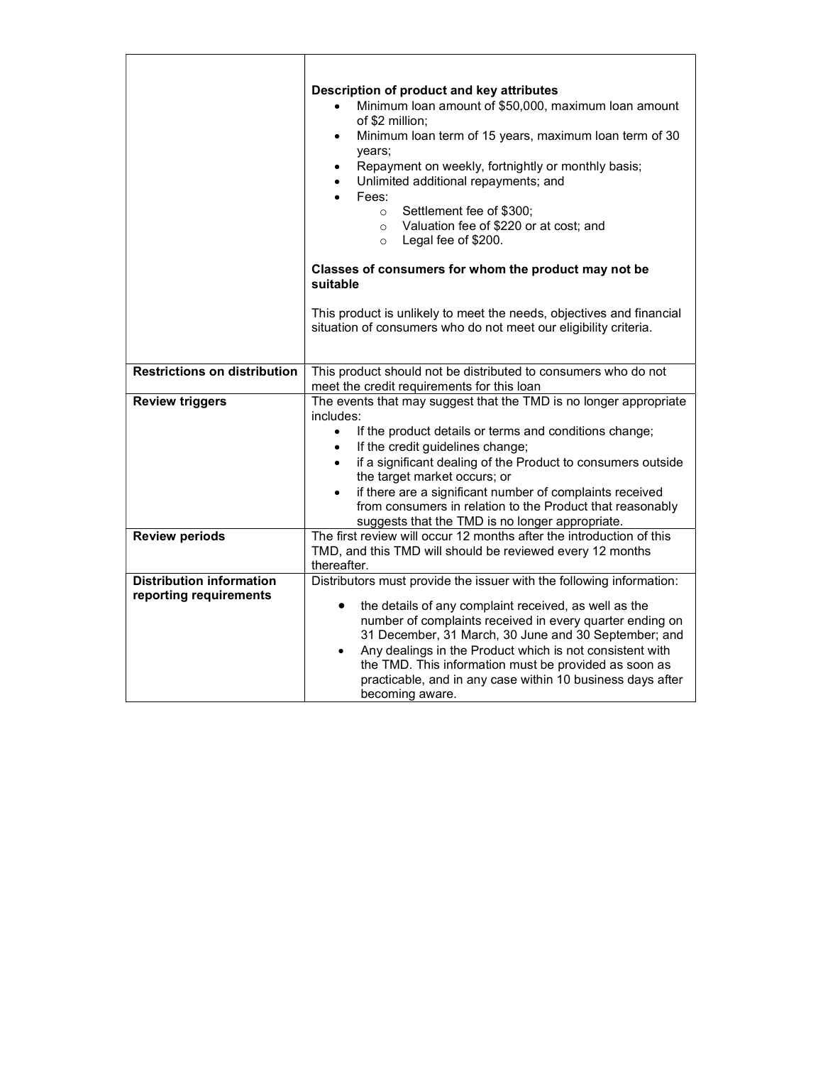| | |
|---|---|
| | **Description of product and key attributes**<br>• Minimum loan amount of $50,000, maximum loan amount of $2 million;<br>• Minimum loan term of 15 years, maximum loan term of 30 years;<br>• Repayment on weekly, fortnightly or monthly basis;<br>• Unlimited additional repayments; and<br>• Fees:<br>  ○ Settlement fee of $300;<br>  ○ Valuation fee of $220 or at cost; and<br>  ○ Legal fee of $200.<br><br>**Classes of consumers for whom the product may not be suitable**<br><br>This product is unlikely to meet the needs, objectives and financial situation of consumers who do not meet our eligibility criteria. |
| **Restrictions on distribution** | This product should not be distributed to consumers who do not meet the credit requirements for this loan |
| **Review triggers** | The events that may suggest that the TMD is no longer appropriate includes:<br>• If the product details or terms and conditions change;<br>• If the credit guidelines change;<br>• if a significant dealing of the Product to consumers outside the target market occurs; or<br>• if there are a significant number of complaints received from consumers in relation to the Product that reasonably suggests that the TMD is no longer appropriate. |
| **Review periods** | The first review will occur 12 months after the introduction of this TMD, and this TMD will should be reviewed every 12 months thereafter. |
| **Distribution information reporting requirements** | Distributors must provide the issuer with the following information:<br>• the details of any complaint received, as well as the number of complaints received in every quarter ending on 31 December, 31 March, 30 June and 30 September; and<br>• Any dealings in the Product which is not consistent with the TMD. This information must be provided as soon as practicable, and in any case within 10 business days after becoming aware. |